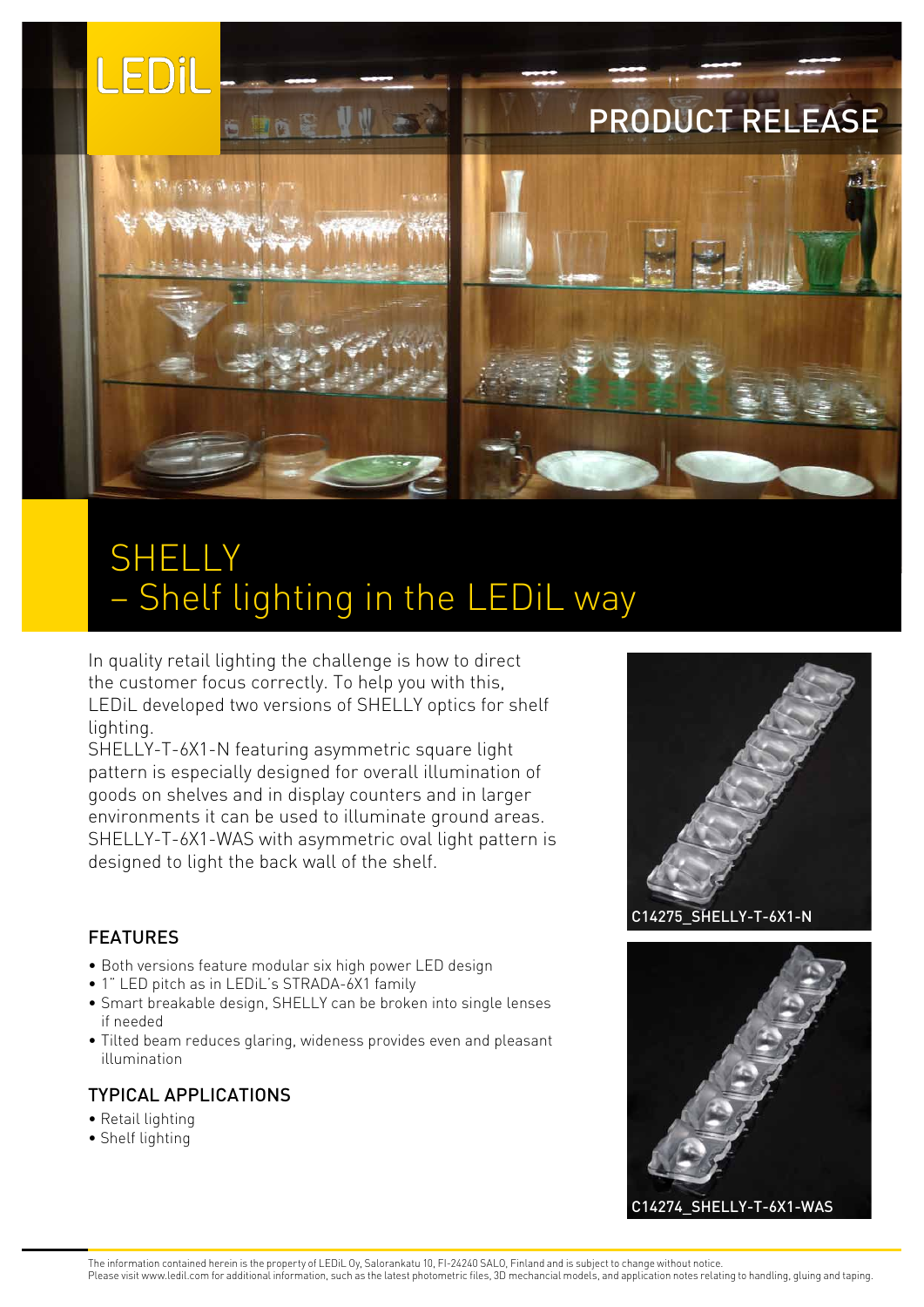LEDiL

PRODUCT RELEASE

# SHELLY
# – Shelf lighting in the LEDiL way

In quality retail lighting the challenge is how to direct the customer focus correctly. To help you with this, LEDiL developed two versions of SHELLY optics for shelf lighting.
SHELLY-T-6X1-N featuring asymmetric square light pattern is especially designed for overall illumination of goods on shelves and in display counters and in larger environments it can be used to illuminate ground areas. SHELLY-T-6X1-WAS with asymmetric oval light pattern is designed to light the back wall of the shelf.

C14275_SHELLY-T-6X1-N

C14274_SHELLY-T-6X1-WAS

## FEATURES

- Both versions feature modular six high power LED design
- 1" LED pitch as in LEDiL's STRADA-6X1 family
- Smart breakable design, SHELLY can be broken into single lenses if needed
- Tilted beam reduces glaring, wideness provides even and pleasant illumination

## TYPICAL APPLICATIONS

- Retail lighting
- Shelf lighting

The information contained herein is the property of LEDiL Oy, Salorankatu 10, FI-24240 SALO, Finland and is subject to change without notice.
Please visit www.ledil.com for additional information, such as the latest photometric files, 3D mechancial models, and application notes relating to handling, gluing and taping.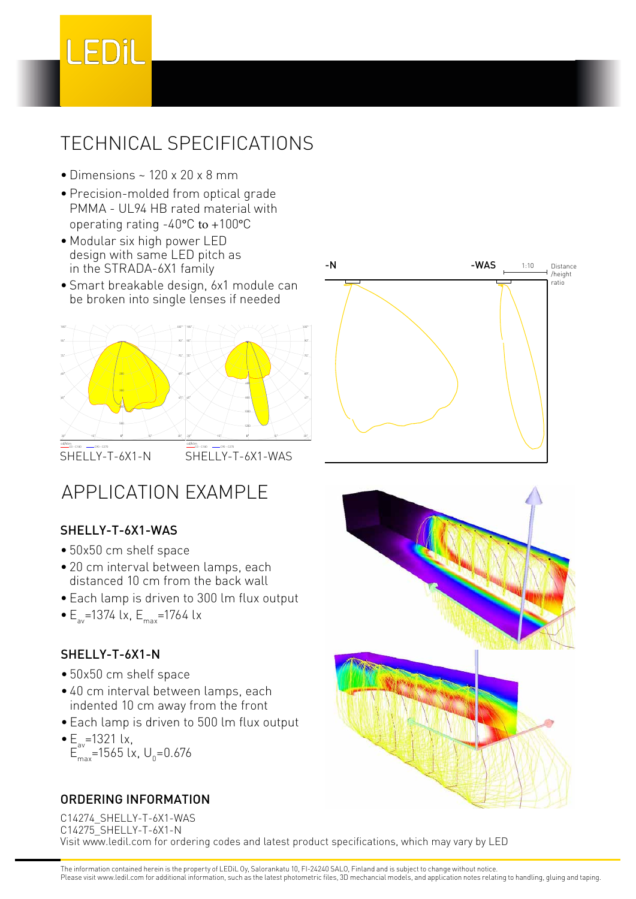# TECHNICAL SPECIFICATIONS

- Dimensions ~ 120 x 20 x 8 mm
- Precision-molded from optical grade PMMA - UL94 HB rated material with operating rating -40°C to +100°C
- Modular six high power LED design with same LED pitch as in the STRADA-6X1 family
- Smart breakable design, 6x1 module can be broken into single lenses if needed

SHELLY-T-6X1-N

SHELLY-T-6X1-WAS

-N

-WAS

1:10

Distance /height ratio

# APPLICATION EXAMPLE

## SHELLY-T-6X1-WAS

- 50x50 cm shelf space
- 20 cm interval between lamps, each distanced 10 cm from the back wall
- Each lamp is driven to 300 lm flux output
- $E_{av}$=1374 lx, $E_{max}$=1764 lx

## SHELLY-T-6X1-N

- 50x50 cm shelf space
- 40 cm interval between lamps, each indented 10 cm away from the front
- Each lamp is driven to 500 lm flux output
- $E_{av}$=1321 lx, $E_{max}$=1565 lx, $U_0$=0.676

## ORDERING INFORMATION

C14274_SHELLY-T-6X1-WAS  
C14275_SHELLY-T-6X1-N  
Visit www.ledil.com for ordering codes and latest product specifications, which may vary by LED

The information contained herein is the property of LEDiL Oy, Salorankatu 10, FI-24240 SALO, Finland and is subject to change without notice.  
Please visit www.ledil.com for additional information, such as the latest photometric files, 3D mechancial models, and application notes relating to handling, gluing and taping.